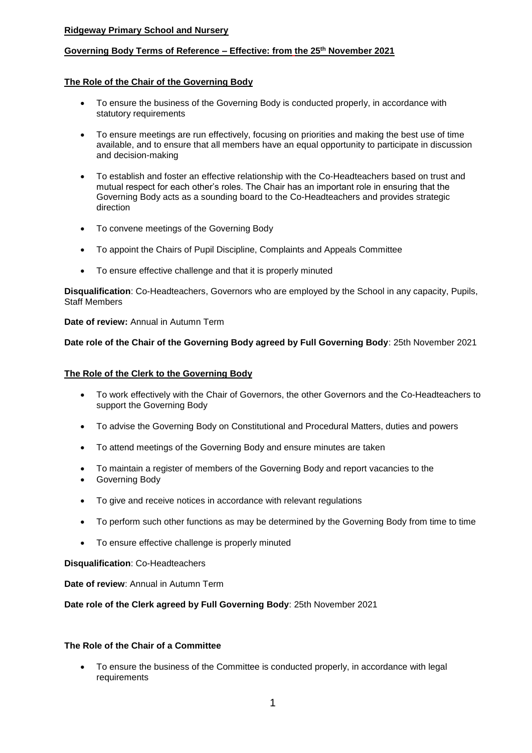**Ridgeway Primary School and Nursery**

**Governing Body Terms of Reference – Effective: from the 25th November 2021**

**The Role of the Chair of the Governing Body**

- To ensure the business of the Governing Body is conducted properly, in accordance with statutory requirements
- To ensure meetings are run effectively, focusing on priorities and making the best use of time available, and to ensure that all members have an equal opportunity to participate in discussion and decision-making
- To establish and foster an effective relationship with the Co-Headteachers based on trust and mutual respect for each other's roles. The Chair has an important role in ensuring that the Governing Body acts as a sounding board to the Co-Headteachers and provides strategic direction
- To convene meetings of the Governing Body
- To appoint the Chairs of Pupil Discipline, Complaints and Appeals Committee
- To ensure effective challenge and that it is properly minuted

**Disqualification**: Co-Headteachers, Governors who are employed by the School in any capacity, Pupils, Staff Members

**Date of review:** Annual in Autumn Term

**Date role of the Chair of the Governing Body agreed by Full Governing Body**: 25th November 2021

**The Role of the Clerk to the Governing Body**

- To work effectively with the Chair of Governors, the other Governors and the Co-Headteachers to support the Governing Body
- To advise the Governing Body on Constitutional and Procedural Matters, duties and powers
- To attend meetings of the Governing Body and ensure minutes are taken
- To maintain a register of members of the Governing Body and report vacancies to the
- Governing Body
- To give and receive notices in accordance with relevant regulations
- To perform such other functions as may be determined by the Governing Body from time to time
- To ensure effective challenge is properly minuted

**Disqualification**: Co-Headteachers

**Date of review**: Annual in Autumn Term

**Date role of the Clerk agreed by Full Governing Body**: 25th November 2021

**The Role of the Chair of a Committee**

- To ensure the business of the Committee is conducted properly, in accordance with legal requirements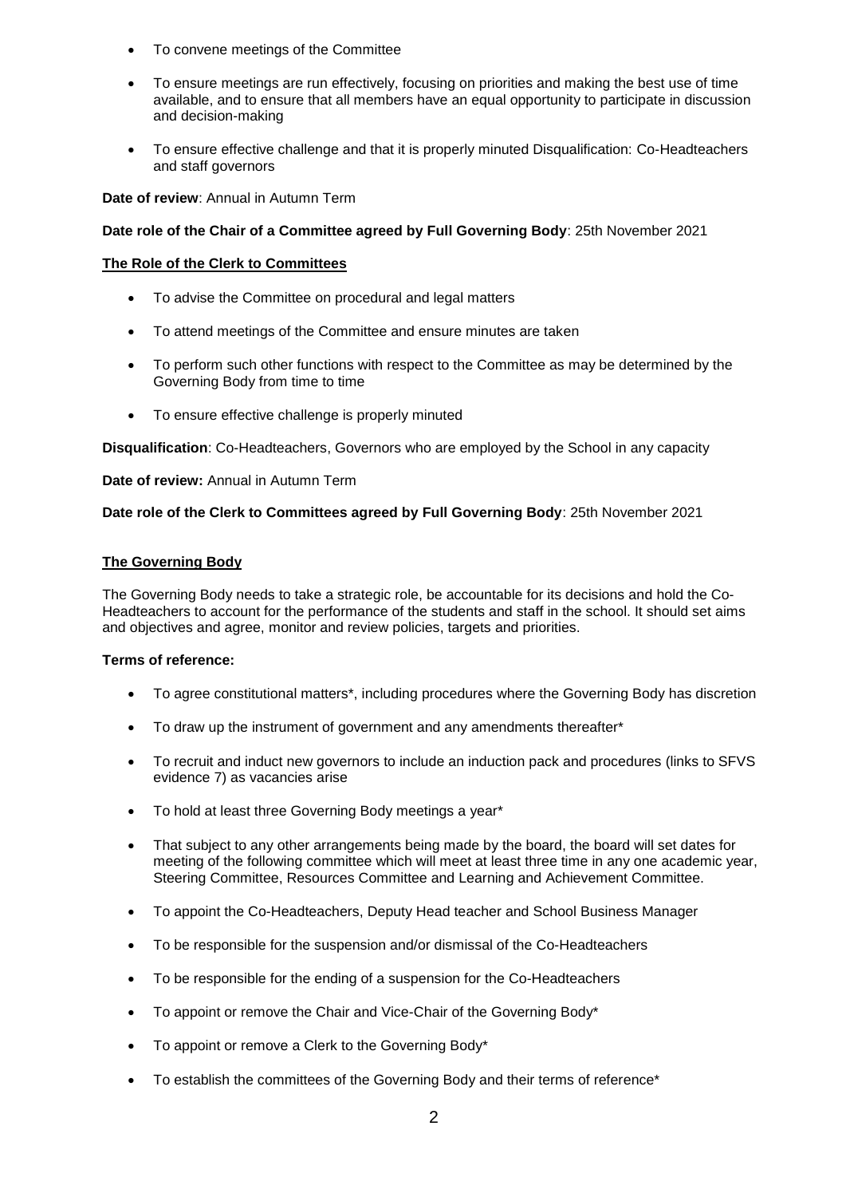- To convene meetings of the Committee
- To ensure meetings are run effectively, focusing on priorities and making the best use of time available, and to ensure that all members have an equal opportunity to participate in discussion and decision-making
- To ensure effective challenge and that it is properly minuted Disqualification: Co-Headteachers and staff governors

**Date of review**: Annual in Autumn Term

**Date role of the Chair of a Committee agreed by Full Governing Body**: 25th November 2021

**The Role of the Clerk to Committees**

- To advise the Committee on procedural and legal matters
- To attend meetings of the Committee and ensure minutes are taken
- To perform such other functions with respect to the Committee as may be determined by the Governing Body from time to time
- To ensure effective challenge is properly minuted

**Disqualification**: Co-Headteachers, Governors who are employed by the School in any capacity

**Date of review:** Annual in Autumn Term

**Date role of the Clerk to Committees agreed by Full Governing Body**: 25th November 2021

**The Governing Body**

The Governing Body needs to take a strategic role, be accountable for its decisions and hold the Co-Headteachers to account for the performance of the students and staff in the school. It should set aims and objectives and agree, monitor and review policies, targets and priorities.

**Terms of reference:**

- To agree constitutional matters*, including procedures where the Governing Body has discretion
- To draw up the instrument of government and any amendments thereafter*
- To recruit and induct new governors to include an induction pack and procedures (links to SFVS evidence 7) as vacancies arise
- To hold at least three Governing Body meetings a year*
- That subject to any other arrangements being made by the board, the board will set dates for meeting of the following committee which will meet at least three time in any one academic year, Steering Committee, Resources Committee and Learning and Achievement Committee.
- To appoint the Co-Headteachers, Deputy Head teacher and School Business Manager
- To be responsible for the suspension and/or dismissal of the Co-Headteachers
- To be responsible for the ending of a suspension for the Co-Headteachers
- To appoint or remove the Chair and Vice-Chair of the Governing Body*
- To appoint or remove a Clerk to the Governing Body*
- To establish the committees of the Governing Body and their terms of reference*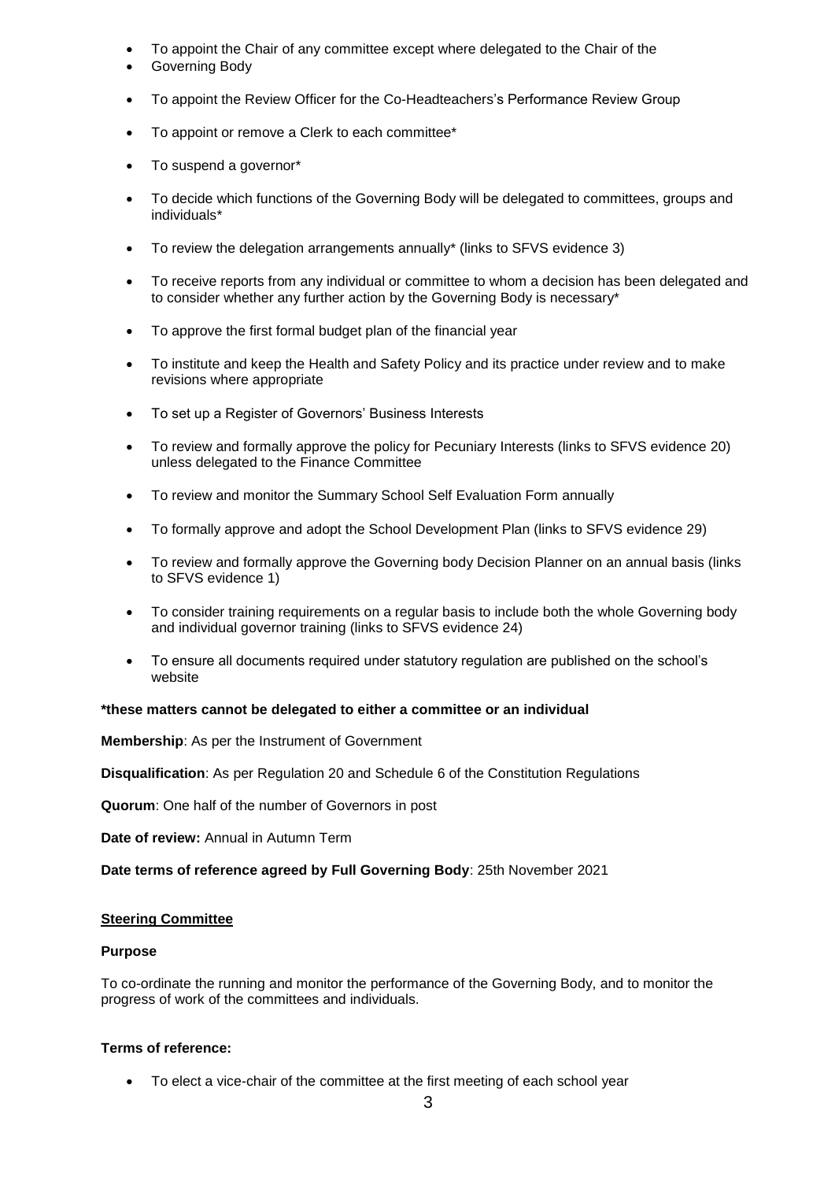- To appoint the Chair of any committee except where delegated to the Chair of the
- Governing Body
- To appoint the Review Officer for the Co-Headteachers's Performance Review Group
- To appoint or remove a Clerk to each committee*
- To suspend a governor*
- To decide which functions of the Governing Body will be delegated to committees, groups and individuals*
- To review the delegation arrangements annually* (links to SFVS evidence 3)
- To receive reports from any individual or committee to whom a decision has been delegated and to consider whether any further action by the Governing Body is necessary*
- To approve the first formal budget plan of the financial year
- To institute and keep the Health and Safety Policy and its practice under review and to make revisions where appropriate
- To set up a Register of Governors' Business Interests
- To review and formally approve the policy for Pecuniary Interests (links to SFVS evidence 20) unless delegated to the Finance Committee
- To review and monitor the Summary School Self Evaluation Form annually
- To formally approve and adopt the School Development Plan (links to SFVS evidence 29)
- To review and formally approve the Governing body Decision Planner on an annual basis (links to SFVS evidence 1)
- To consider training requirements on a regular basis to include both the whole Governing body and individual governor training (links to SFVS evidence 24)
- To ensure all documents required under statutory regulation are published on the school's website

**\*these matters cannot be delegated to either a committee or an individual**

**Membership**: As per the Instrument of Government

**Disqualification**: As per Regulation 20 and Schedule 6 of the Constitution Regulations

**Quorum**: One half of the number of Governors in post

**Date of review:** Annual in Autumn Term

**Date terms of reference agreed by Full Governing Body**: 25th November 2021

## Steering Committee

**Purpose**

To co-ordinate the running and monitor the performance of the Governing Body, and to monitor the progress of work of the committees and individuals.

**Terms of reference:**

- To elect a vice-chair of the committee at the first meeting of each school year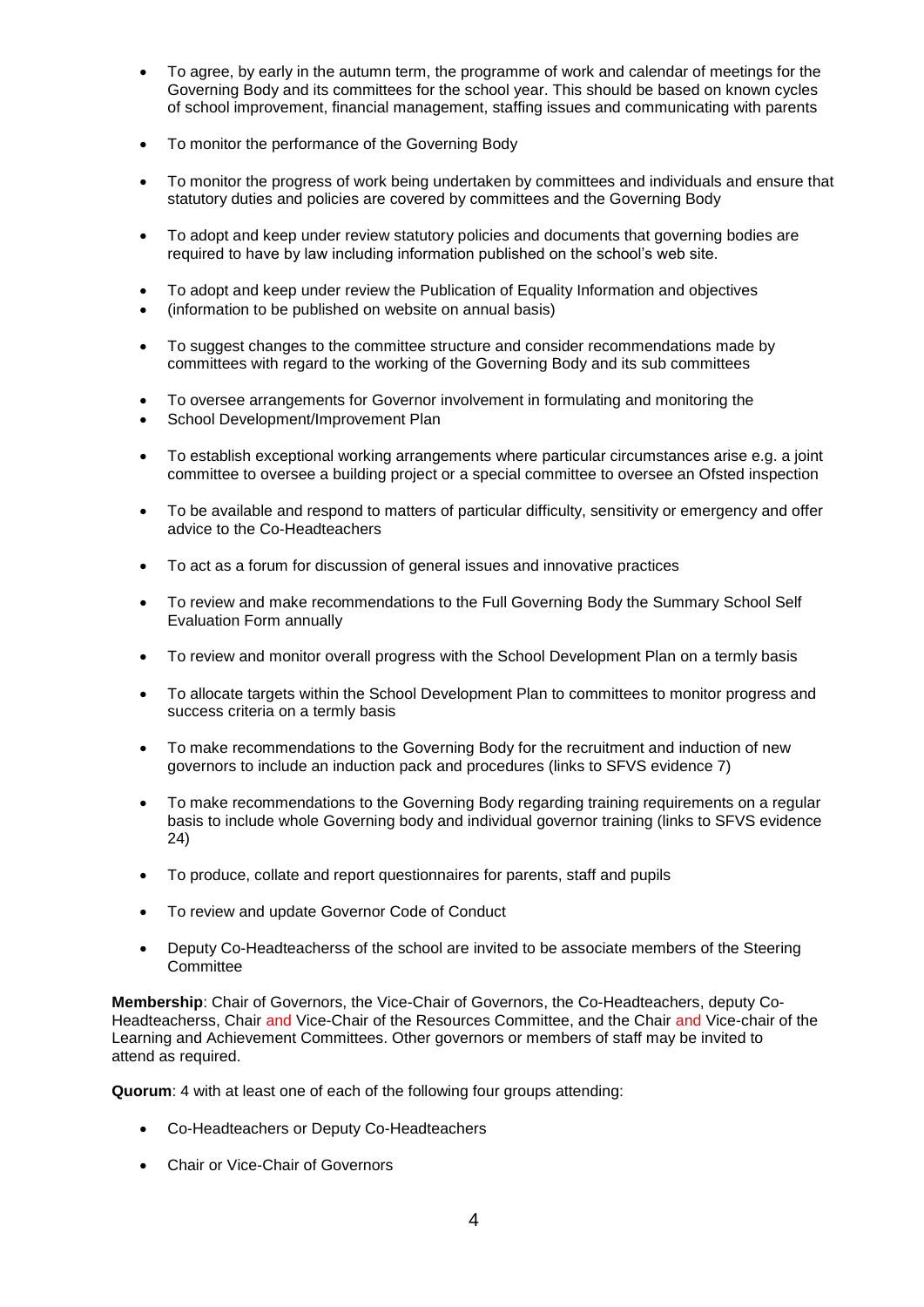- To agree, by early in the autumn term, the programme of work and calendar of meetings for the Governing Body and its committees for the school year. This should be based on known cycles of school improvement, financial management, staffing issues and communicating with parents

- To monitor the performance of the Governing Body

- To monitor the progress of work being undertaken by committees and individuals and ensure that statutory duties and policies are covered by committees and the Governing Body

- To adopt and keep under review statutory policies and documents that governing bodies are required to have by law including information published on the school's web site.

- To adopt and keep under review the Publication of Equality Information and objectives
- (information to be published on website on annual basis)

- To suggest changes to the committee structure and consider recommendations made by committees with regard to the working of the Governing Body and its sub committees

- To oversee arrangements for Governor involvement in formulating and monitoring the
- School Development/Improvement Plan

- To establish exceptional working arrangements where particular circumstances arise e.g. a joint committee to oversee a building project or a special committee to oversee an Ofsted inspection

- To be available and respond to matters of particular difficulty, sensitivity or emergency and offer advice to the Co-Headteachers

- To act as a forum for discussion of general issues and innovative practices

- To review and make recommendations to the Full Governing Body the Summary School Self Evaluation Form annually

- To review and monitor overall progress with the School Development Plan on a termly basis

- To allocate targets within the School Development Plan to committees to monitor progress and success criteria on a termly basis

- To make recommendations to the Governing Body for the recruitment and induction of new governors to include an induction pack and procedures (links to SFVS evidence 7)

- To make recommendations to the Governing Body regarding training requirements on a regular basis to include whole Governing body and individual governor training (links to SFVS evidence 24)

- To produce, collate and report questionnaires for parents, staff and pupils

- To review and update Governor Code of Conduct

- Deputy Co-Headteacherss of the school are invited to be associate members of the Steering Committee

**Membership**: Chair of Governors, the Vice-Chair of Governors, the Co-Headteachers, deputy Co-Headteacherss, Chair and Vice-Chair of the Resources Committee, and the Chair and Vice-chair of the Learning and Achievement Committees. Other governors or members of staff may be invited to attend as required.

**Quorum**: 4 with at least one of each of the following four groups attending:

- Co-Headteachers or Deputy Co-Headteachers

- Chair or Vice-Chair of Governors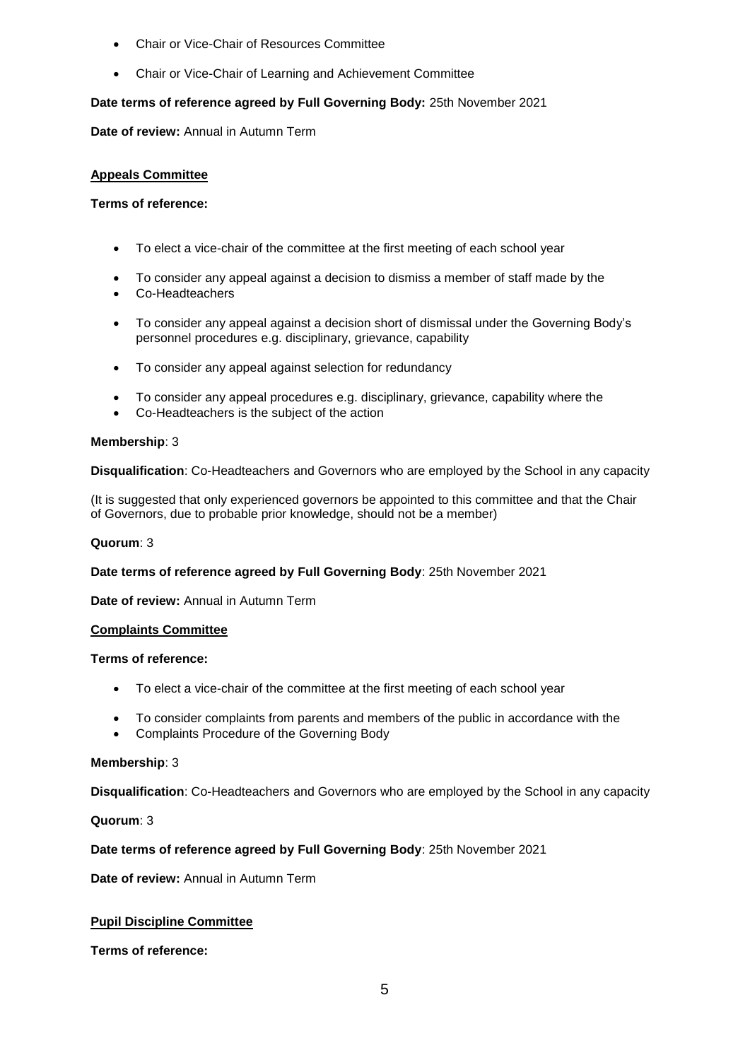- Chair or Vice-Chair of Resources Committee
- Chair or Vice-Chair of Learning and Achievement Committee

**Date terms of reference agreed by Full Governing Body:** 25th November 2021

**Date of review:** Annual in Autumn Term

## Appeals Committee

**Terms of reference:**

- To elect a vice-chair of the committee at the first meeting of each school year
- To consider any appeal against a decision to dismiss a member of staff made by the
- Co-Headteachers
- To consider any appeal against a decision short of dismissal under the Governing Body's personnel procedures e.g. disciplinary, grievance, capability
- To consider any appeal against selection for redundancy
- To consider any appeal procedures e.g. disciplinary, grievance, capability where the
- Co-Headteachers is the subject of the action

**Membership**: 3

**Disqualification**: Co-Headteachers and Governors who are employed by the School in any capacity

(It is suggested that only experienced governors be appointed to this committee and that the Chair of Governors, due to probable prior knowledge, should not be a member)

**Quorum**: 3

**Date terms of reference agreed by Full Governing Body**: 25th November 2021

**Date of review:** Annual in Autumn Term

## Complaints Committee

**Terms of reference:**

- To elect a vice-chair of the committee at the first meeting of each school year
- To consider complaints from parents and members of the public in accordance with the
- Complaints Procedure of the Governing Body

**Membership**: 3

**Disqualification**: Co-Headteachers and Governors who are employed by the School in any capacity

**Quorum**: 3

**Date terms of reference agreed by Full Governing Body**: 25th November 2021

**Date of review:** Annual in Autumn Term

## Pupil Discipline Committee

**Terms of reference:**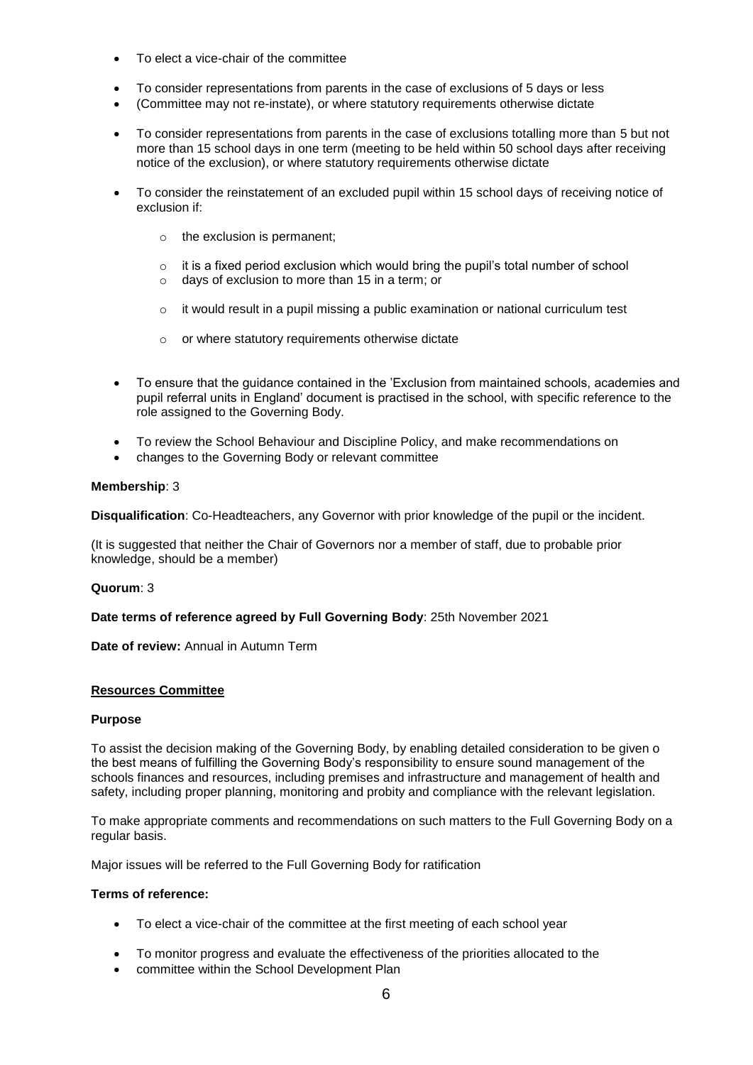- To elect a vice-chair of the committee
- To consider representations from parents in the case of exclusions of 5 days or less
- (Committee may not re-instate), or where statutory requirements otherwise dictate
- To consider representations from parents in the case of exclusions totalling more than 5 but not more than 15 school days in one term (meeting to be held within 50 school days after receiving notice of the exclusion), or where statutory requirements otherwise dictate
- To consider the reinstatement of an excluded pupil within 15 school days of receiving notice of exclusion if:
    - the exclusion is permanent;
    - it is a fixed period exclusion which would bring the pupil's total number of school
    - days of exclusion to more than 15 in a term; or
    - it would result in a pupil missing a public examination or national curriculum test
    - or where statutory requirements otherwise dictate
- To ensure that the guidance contained in the 'Exclusion from maintained schools, academies and pupil referral units in England' document is practised in the school, with specific reference to the role assigned to the Governing Body.
- To review the School Behaviour and Discipline Policy, and make recommendations on
- changes to the Governing Body or relevant committee

**Membership**: 3

**Disqualification**: Co-Headteachers, any Governor with prior knowledge of the pupil or the incident.

(It is suggested that neither the Chair of Governors nor a member of staff, due to probable prior knowledge, should be a member)

**Quorum**: 3

**Date terms of reference agreed by Full Governing Body**: 25th November 2021

**Date of review:** Annual in Autumn Term

## Resources Committee

**Purpose**

To assist the decision making of the Governing Body, by enabling detailed consideration to be given o the best means of fulfilling the Governing Body's responsibility to ensure sound management of the schools finances and resources, including premises and infrastructure and management of health and safety, including proper planning, monitoring and probity and compliance with the relevant legislation.

To make appropriate comments and recommendations on such matters to the Full Governing Body on a regular basis.

Major issues will be referred to the Full Governing Body for ratification

**Terms of reference:**

- To elect a vice-chair of the committee at the first meeting of each school year
- To monitor progress and evaluate the effectiveness of the priorities allocated to the
- committee within the School Development Plan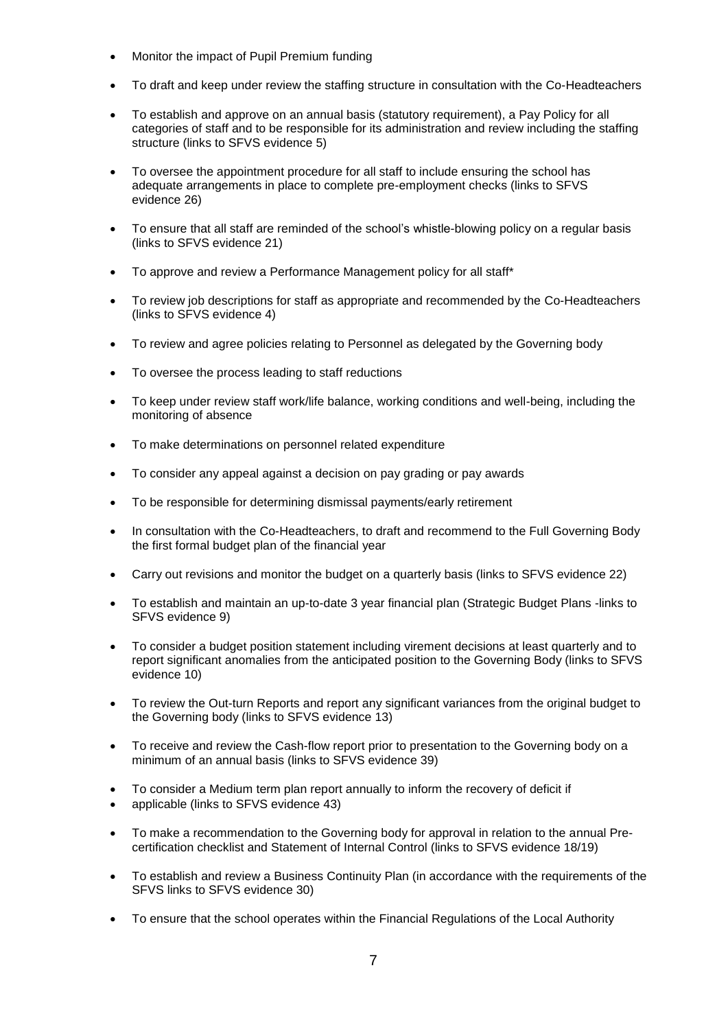- Monitor the impact of Pupil Premium funding
- To draft and keep under review the staffing structure in consultation with the Co-Headteachers
- To establish and approve on an annual basis (statutory requirement), a Pay Policy for all categories of staff and to be responsible for its administration and review including the staffing structure (links to SFVS evidence 5)
- To oversee the appointment procedure for all staff to include ensuring the school has adequate arrangements in place to complete pre-employment checks (links to SFVS evidence 26)
- To ensure that all staff are reminded of the school's whistle-blowing policy on a regular basis (links to SFVS evidence 21)
- To approve and review a Performance Management policy for all staff*
- To review job descriptions for staff as appropriate and recommended by the Co-Headteachers (links to SFVS evidence 4)
- To review and agree policies relating to Personnel as delegated by the Governing body
- To oversee the process leading to staff reductions
- To keep under review staff work/life balance, working conditions and well-being, including the monitoring of absence
- To make determinations on personnel related expenditure
- To consider any appeal against a decision on pay grading or pay awards
- To be responsible for determining dismissal payments/early retirement
- In consultation with the Co-Headteachers, to draft and recommend to the Full Governing Body the first formal budget plan of the financial year
- Carry out revisions and monitor the budget on a quarterly basis (links to SFVS evidence 22)
- To establish and maintain an up-to-date 3 year financial plan (Strategic Budget Plans -links to SFVS evidence 9)
- To consider a budget position statement including virement decisions at least quarterly and to report significant anomalies from the anticipated position to the Governing Body (links to SFVS evidence 10)
- To review the Out-turn Reports and report any significant variances from the original budget to the Governing body (links to SFVS evidence 13)
- To receive and review the Cash-flow report prior to presentation to the Governing body on a minimum of an annual basis (links to SFVS evidence 39)
- To consider a Medium term plan report annually to inform the recovery of deficit if
- applicable (links to SFVS evidence 43)
- To make a recommendation to the Governing body for approval in relation to the annual Pre-certification checklist and Statement of Internal Control (links to SFVS evidence 18/19)
- To establish and review a Business Continuity Plan (in accordance with the requirements of the SFVS links to SFVS evidence 30)
- To ensure that the school operates within the Financial Regulations of the Local Authority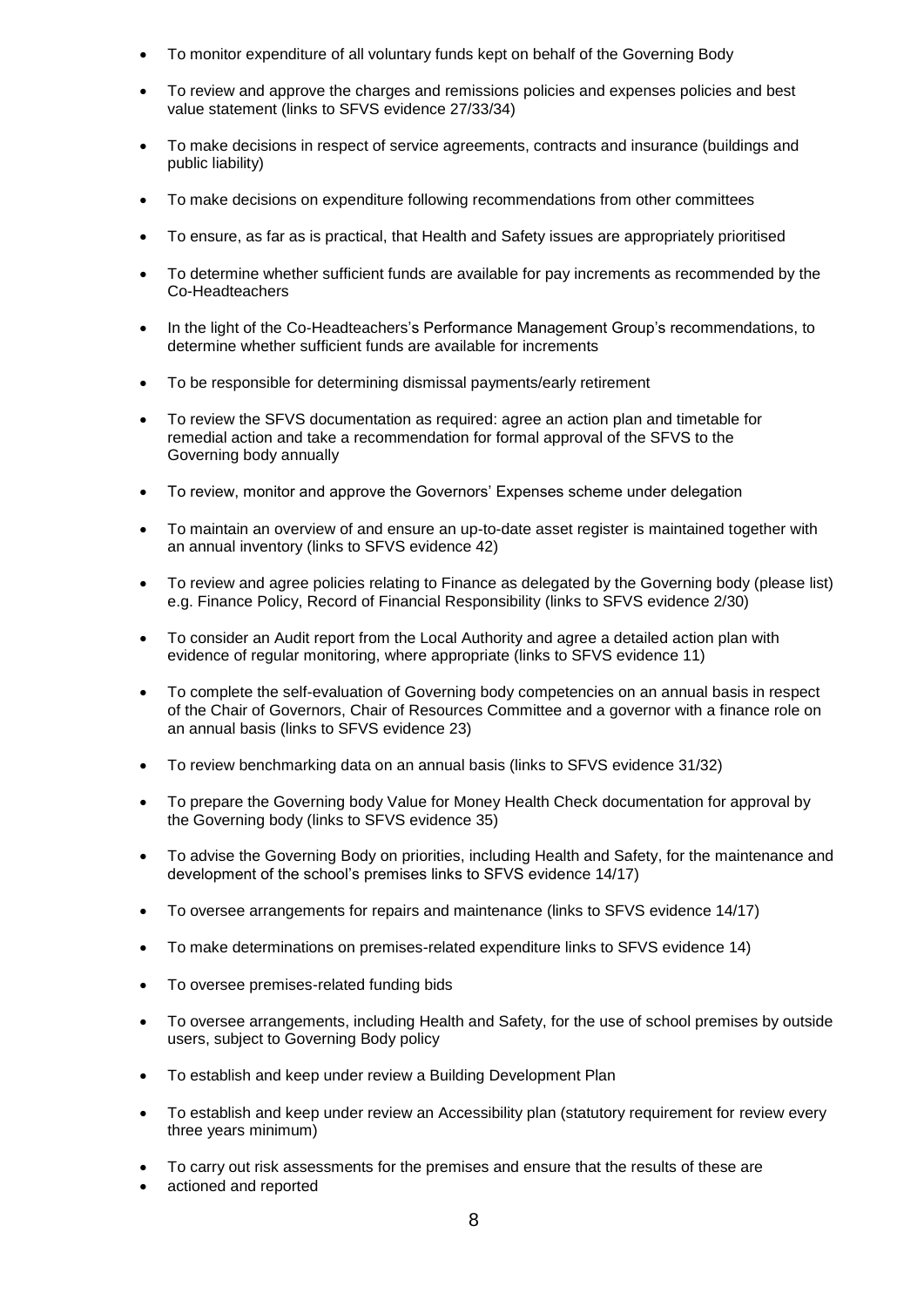- To monitor expenditure of all voluntary funds kept on behalf of the Governing Body
- To review and approve the charges and remissions policies and expenses policies and best value statement (links to SFVS evidence 27/33/34)
- To make decisions in respect of service agreements, contracts and insurance (buildings and public liability)
- To make decisions on expenditure following recommendations from other committees
- To ensure, as far as is practical, that Health and Safety issues are appropriately prioritised
- To determine whether sufficient funds are available for pay increments as recommended by the Co-Headteachers
- In the light of the Co-Headteachers's Performance Management Group's recommendations, to determine whether sufficient funds are available for increments
- To be responsible for determining dismissal payments/early retirement
- To review the SFVS documentation as required: agree an action plan and timetable for remedial action and take a recommendation for formal approval of the SFVS to the Governing body annually
- To review, monitor and approve the Governors' Expenses scheme under delegation
- To maintain an overview of and ensure an up-to-date asset register is maintained together with an annual inventory (links to SFVS evidence 42)
- To review and agree policies relating to Finance as delegated by the Governing body (please list) e.g. Finance Policy, Record of Financial Responsibility (links to SFVS evidence 2/30)
- To consider an Audit report from the Local Authority and agree a detailed action plan with evidence of regular monitoring, where appropriate (links to SFVS evidence 11)
- To complete the self-evaluation of Governing body competencies on an annual basis in respect of the Chair of Governors, Chair of Resources Committee and a governor with a finance role on an annual basis (links to SFVS evidence 23)
- To review benchmarking data on an annual basis (links to SFVS evidence 31/32)
- To prepare the Governing body Value for Money Health Check documentation for approval by the Governing body (links to SFVS evidence 35)
- To advise the Governing Body on priorities, including Health and Safety, for the maintenance and development of the school's premises links to SFVS evidence 14/17)
- To oversee arrangements for repairs and maintenance (links to SFVS evidence 14/17)
- To make determinations on premises-related expenditure links to SFVS evidence 14)
- To oversee premises-related funding bids
- To oversee arrangements, including Health and Safety, for the use of school premises by outside users, subject to Governing Body policy
- To establish and keep under review a Building Development Plan
- To establish and keep under review an Accessibility plan (statutory requirement for review every three years minimum)
- To carry out risk assessments for the premises and ensure that the results of these are
- actioned and reported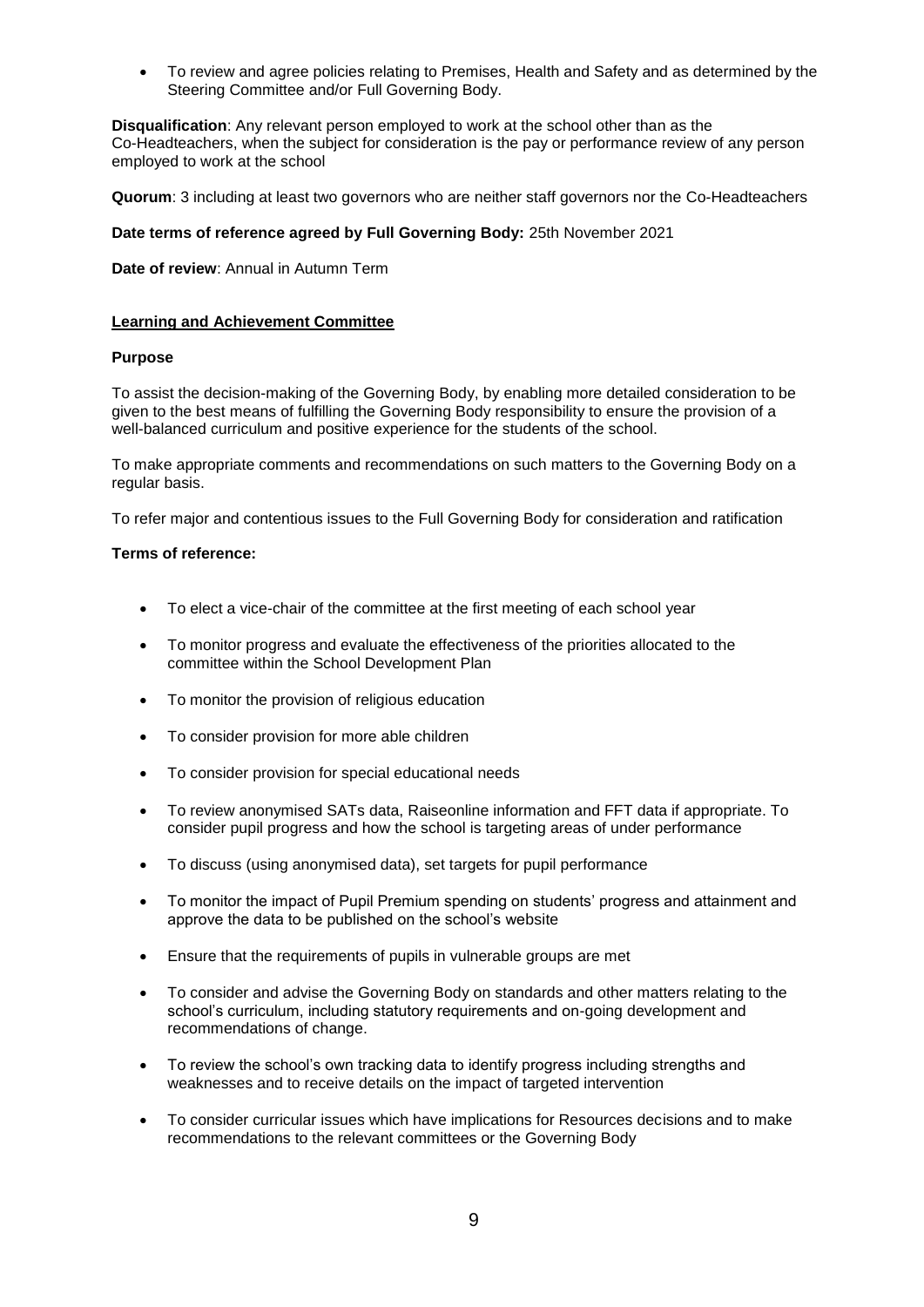- To review and agree policies relating to Premises, Health and Safety and as determined by the Steering Committee and/or Full Governing Body.

**Disqualification**: Any relevant person employed to work at the school other than as the Co-Headteachers, when the subject for consideration is the pay or performance review of any person employed to work at the school

**Quorum**: 3 including at least two governors who are neither staff governors nor the Co-Headteachers

**Date terms of reference agreed by Full Governing Body:** 25th November 2021

**Date of review**: Annual in Autumn Term

## Learning and Achievement Committee

**Purpose**

To assist the decision-making of the Governing Body, by enabling more detailed consideration to be given to the best means of fulfilling the Governing Body responsibility to ensure the provision of a well-balanced curriculum and positive experience for the students of the school.

To make appropriate comments and recommendations on such matters to the Governing Body on a regular basis.

To refer major and contentious issues to the Full Governing Body for consideration and ratification

**Terms of reference:**

- To elect a vice-chair of the committee at the first meeting of each school year
- To monitor progress and evaluate the effectiveness of the priorities allocated to the committee within the School Development Plan
- To monitor the provision of religious education
- To consider provision for more able children
- To consider provision for special educational needs
- To review anonymised SATs data, Raiseonline information and FFT data if appropriate. To consider pupil progress and how the school is targeting areas of under performance
- To discuss (using anonymised data), set targets for pupil performance
- To monitor the impact of Pupil Premium spending on students' progress and attainment and approve the data to be published on the school's website
- Ensure that the requirements of pupils in vulnerable groups are met
- To consider and advise the Governing Body on standards and other matters relating to the school's curriculum, including statutory requirements and on-going development and recommendations of change.
- To review the school's own tracking data to identify progress including strengths and weaknesses and to receive details on the impact of targeted intervention
- To consider curricular issues which have implications for Resources decisions and to make recommendations to the relevant committees or the Governing Body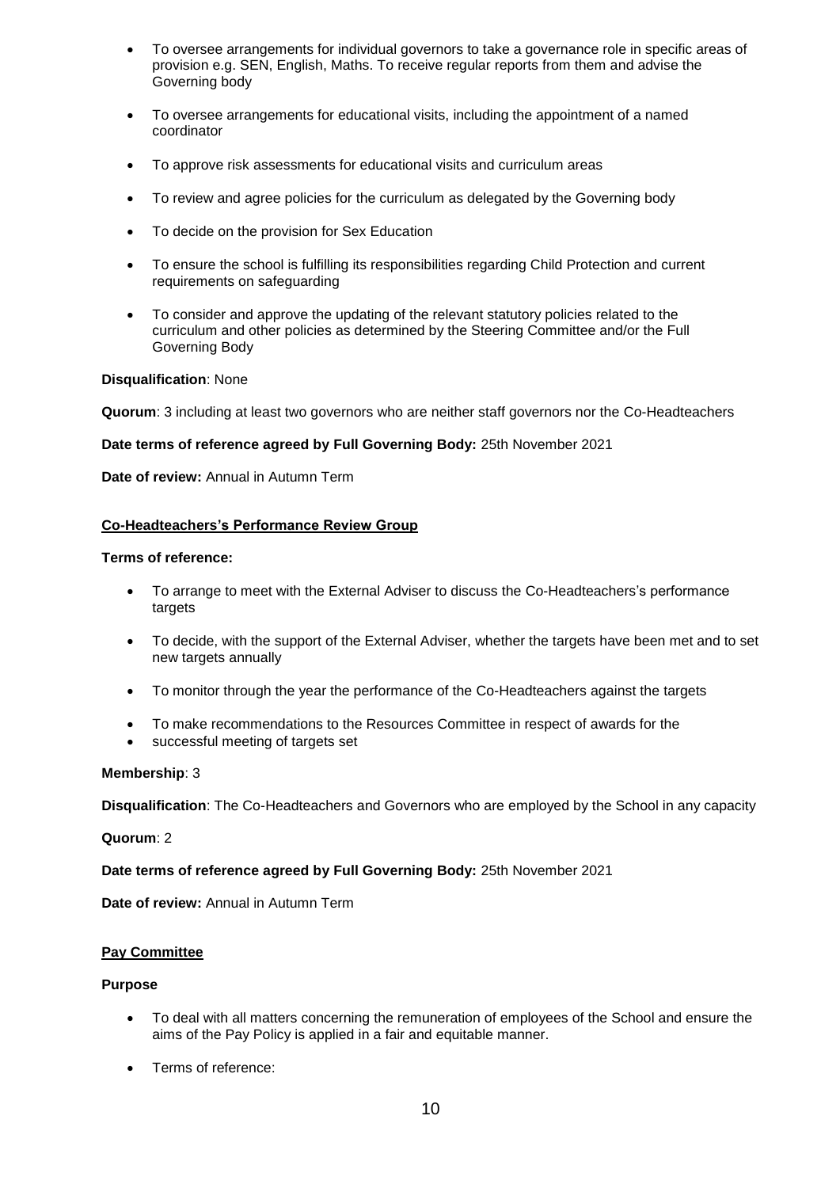- To oversee arrangements for individual governors to take a governance role in specific areas of provision e.g. SEN, English, Maths. To receive regular reports from them and advise the Governing body

- To oversee arrangements for educational visits, including the appointment of a named coordinator

- To approve risk assessments for educational visits and curriculum areas

- To review and agree policies for the curriculum as delegated by the Governing body

- To decide on the provision for Sex Education

- To ensure the school is fulfilling its responsibilities regarding Child Protection and current requirements on safeguarding

- To consider and approve the updating of the relevant statutory policies related to the curriculum and other policies as determined by the Steering Committee and/or the Full Governing Body

**Disqualification**: None

**Quorum**: 3 including at least two governors who are neither staff governors nor the Co-Headteachers

**Date terms of reference agreed by Full Governing Body:** 25th November 2021

**Date of review:** Annual in Autumn Term

**<u>Co-Headteachers's Performance Review Group</u>**

**Terms of reference:**

- To arrange to meet with the External Adviser to discuss the Co-Headteachers's performance targets

- To decide, with the support of the External Adviser, whether the targets have been met and to set new targets annually

- To monitor through the year the performance of the Co-Headteachers against the targets

- To make recommendations to the Resources Committee in respect of awards for the
- successful meeting of targets set

**Membership**: 3

**Disqualification**: The Co-Headteachers and Governors who are employed by the School in any capacity

**Quorum**: 2

**Date terms of reference agreed by Full Governing Body:** 25th November 2021

**Date of review:** Annual in Autumn Term

**<u>Pay Committee</u>**

**Purpose**

- To deal with all matters concerning the remuneration of employees of the School and ensure the aims of the Pay Policy is applied in a fair and equitable manner.

- Terms of reference: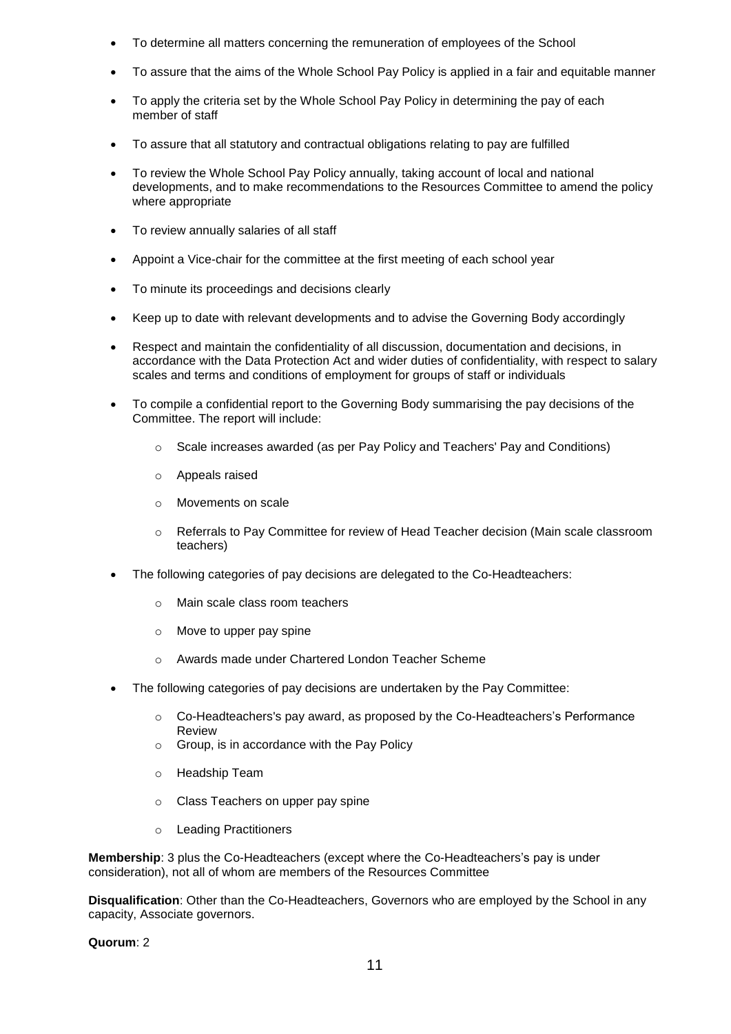- To determine all matters concerning the remuneration of employees of the School
- To assure that the aims of the Whole School Pay Policy is applied in a fair and equitable manner
- To apply the criteria set by the Whole School Pay Policy in determining the pay of each member of staff
- To assure that all statutory and contractual obligations relating to pay are fulfilled
- To review the Whole School Pay Policy annually, taking account of local and national developments, and to make recommendations to the Resources Committee to amend the policy where appropriate
- To review annually salaries of all staff
- Appoint a Vice-chair for the committee at the first meeting of each school year
- To minute its proceedings and decisions clearly
- Keep up to date with relevant developments and to advise the Governing Body accordingly
- Respect and maintain the confidentiality of all discussion, documentation and decisions, in accordance with the Data Protection Act and wider duties of confidentiality, with respect to salary scales and terms and conditions of employment for groups of staff or individuals
- To compile a confidential report to the Governing Body summarising the pay decisions of the Committee. The report will include:
    - Scale increases awarded (as per Pay Policy and Teachers' Pay and Conditions)
    - Appeals raised
    - Movements on scale
    - Referrals to Pay Committee for review of Head Teacher decision (Main scale classroom teachers)
- The following categories of pay decisions are delegated to the Co-Headteachers:
    - Main scale class room teachers
    - Move to upper pay spine
    - Awards made under Chartered London Teacher Scheme
- The following categories of pay decisions are undertaken by the Pay Committee:
    - Co-Headteachers's pay award, as proposed by the Co-Headteachers's Performance Review
    - Group, is in accordance with the Pay Policy
    - Headship Team
    - Class Teachers on upper pay spine
    - Leading Practitioners

**Membership**: 3 plus the Co-Headteachers (except where the Co-Headteachers's pay is under consideration), not all of whom are members of the Resources Committee

**Disqualification**: Other than the Co-Headteachers, Governors who are employed by the School in any capacity, Associate governors.

**Quorum**: 2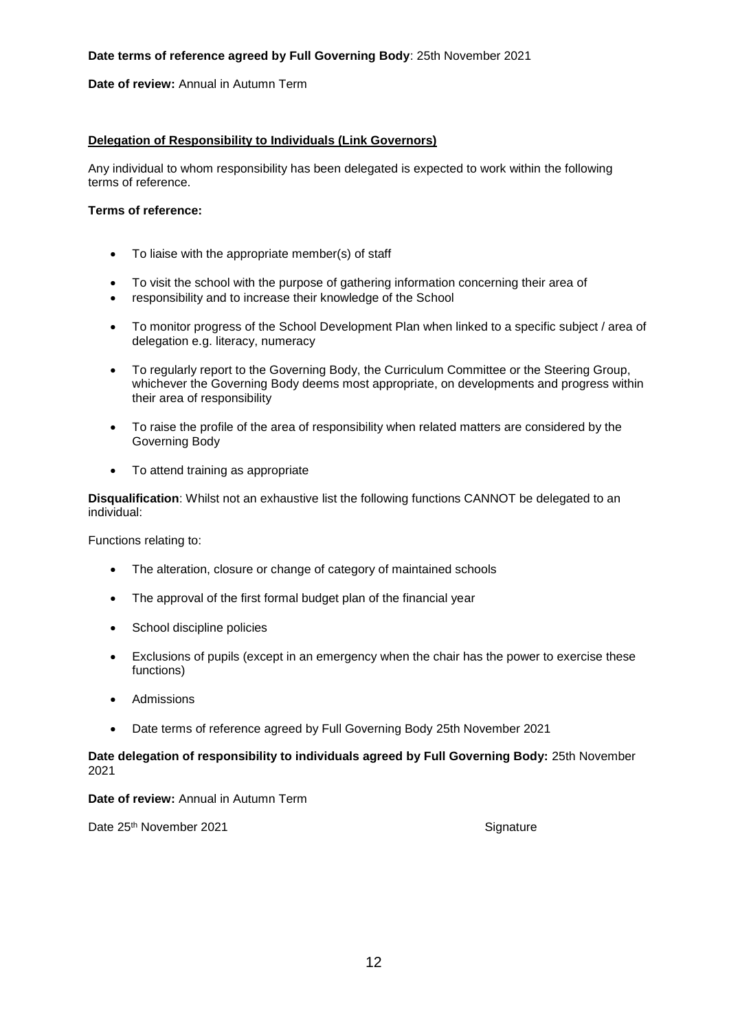**Date terms of reference agreed by Full Governing Body**: 25th November 2021

**Date of review:** Annual in Autumn Term

**Delegation of Responsibility to Individuals (Link Governors)**

Any individual to whom responsibility has been delegated is expected to work within the following terms of reference.

**Terms of reference:**

- To liaise with the appropriate member(s) of staff
- To visit the school with the purpose of gathering information concerning their area of
- responsibility and to increase their knowledge of the School
- To monitor progress of the School Development Plan when linked to a specific subject / area of delegation e.g. literacy, numeracy
- To regularly report to the Governing Body, the Curriculum Committee or the Steering Group, whichever the Governing Body deems most appropriate, on developments and progress within their area of responsibility
- To raise the profile of the area of responsibility when related matters are considered by the Governing Body
- To attend training as appropriate

**Disqualification**: Whilst not an exhaustive list the following functions CANNOT be delegated to an individual:

Functions relating to:

- The alteration, closure or change of category of maintained schools
- The approval of the first formal budget plan of the financial year
- School discipline policies
- Exclusions of pupils (except in an emergency when the chair has the power to exercise these functions)
- Admissions
- Date terms of reference agreed by Full Governing Body 25th November 2021

**Date delegation of responsibility to individuals agreed by Full Governing Body:** 25th November 2021

**Date of review:** Annual in Autumn Term

Date 25th November 2021 Signature